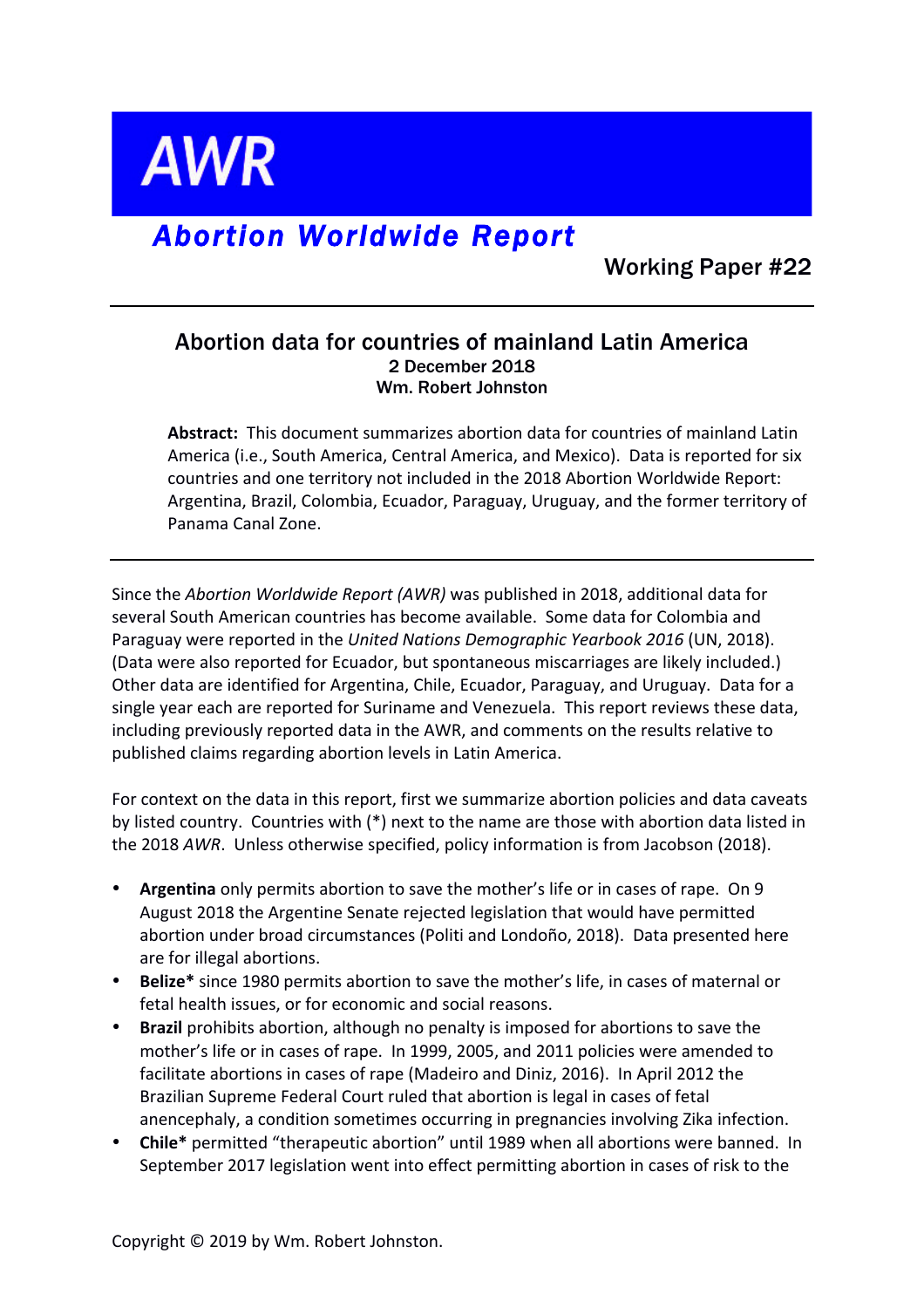# AWR

## *Abortion Worldwide Report*

Working Paper #22

---

### Abortion data for countries of mainland Latin America

**2 December 2018**

**Wm. Robert Johnston**

> **Abstract:** This document summarizes abortion data for countries of mainland Latin America (i.e., South America, Central America, and Mexico). Data is reported for six countries and one territory not included in the 2018 Abortion Worldwide Report: Argentina, Brazil, Colombia, Ecuador, Paraguay, Uruguay, and the former territory of Panama Canal Zone.

---

Since the *Abortion Worldwide Report (AWR)* was published in 2018, additional data for several South American countries has become available. Some data for Colombia and Paraguay were reported in the *United Nations Demographic Yearbook 2016* (UN, 2018). (Data were also reported for Ecuador, but spontaneous miscarriages are likely included.) Other data are identified for Argentina, Chile, Ecuador, Paraguay, and Uruguay. Data for a single year each are reported for Suriname and Venezuela. This report reviews these data, including previously reported data in the AWR, and comments on the results relative to published claims regarding abortion levels in Latin America.

For context on the data in this report, first we summarize abortion policies and data caveats by listed country. Countries with (*) next to the name are those with abortion data listed in the 2018 *AWR*. Unless otherwise specified, policy information is from Jacobson (2018).

- **Argentina** only permits abortion to save the mother's life or in cases of rape. On 9 August 2018 the Argentine Senate rejected legislation that would have permitted abortion under broad circumstances (Politi and Londoño, 2018). Data presented here are for illegal abortions.
- **Belize*** since 1980 permits abortion to save the mother's life, in cases of maternal or fetal health issues, or for economic and social reasons.
- **Brazil** prohibits abortion, although no penalty is imposed for abortions to save the mother's life or in cases of rape. In 1999, 2005, and 2011 policies were amended to facilitate abortions in cases of rape (Madeiro and Diniz, 2016). In April 2012 the Brazilian Supreme Federal Court ruled that abortion is legal in cases of fetal anencephaly, a condition sometimes occurring in pregnancies involving Zika infection.
- **Chile*** permitted "therapeutic abortion" until 1989 when all abortions were banned. In September 2017 legislation went into effect permitting abortion in cases of risk to the

Copyright © 2019 by Wm. Robert Johnston.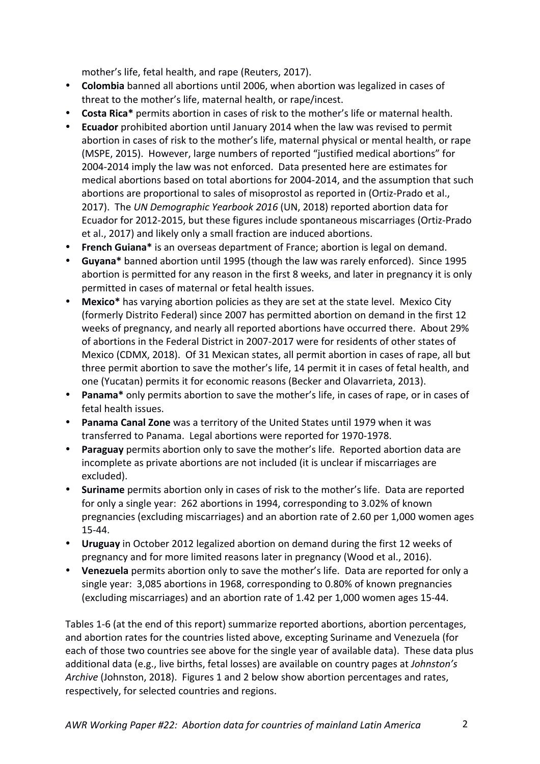mother's life, fetal health, and rape (Reuters, 2017).

- **Colombia** banned all abortions until 2006, when abortion was legalized in cases of threat to the mother's life, maternal health, or rape/incest.
- **Costa Rica*** permits abortion in cases of risk to the mother's life or maternal health.
- **Ecuador** prohibited abortion until January 2014 when the law was revised to permit abortion in cases of risk to the mother's life, maternal physical or mental health, or rape (MSPE, 2015). However, large numbers of reported "justified medical abortions" for 2004-2014 imply the law was not enforced. Data presented here are estimates for medical abortions based on total abortions for 2004-2014, and the assumption that such abortions are proportional to sales of misoprostol as reported in (Ortiz-Prado et al., 2017). The *UN Demographic Yearbook 2016* (UN, 2018) reported abortion data for Ecuador for 2012-2015, but these figures include spontaneous miscarriages (Ortiz-Prado et al., 2017) and likely only a small fraction are induced abortions.
- **French Guiana*** is an overseas department of France; abortion is legal on demand.
- **Guyana*** banned abortion until 1995 (though the law was rarely enforced). Since 1995 abortion is permitted for any reason in the first 8 weeks, and later in pregnancy it is only permitted in cases of maternal or fetal health issues.
- **Mexico*** has varying abortion policies as they are set at the state level. Mexico City (formerly Distrito Federal) since 2007 has permitted abortion on demand in the first 12 weeks of pregnancy, and nearly all reported abortions have occurred there. About 29% of abortions in the Federal District in 2007-2017 were for residents of other states of Mexico (CDMX, 2018). Of 31 Mexican states, all permit abortion in cases of rape, all but three permit abortion to save the mother's life, 14 permit it in cases of fetal health, and one (Yucatan) permits it for economic reasons (Becker and Olavarrieta, 2013).
- **Panama*** only permits abortion to save the mother's life, in cases of rape, or in cases of fetal health issues.
- **Panama Canal Zone** was a territory of the United States until 1979 when it was transferred to Panama. Legal abortions were reported for 1970-1978.
- **Paraguay** permits abortion only to save the mother's life. Reported abortion data are incomplete as private abortions are not included (it is unclear if miscarriages are excluded).
- **Suriname** permits abortion only in cases of risk to the mother's life. Data are reported for only a single year: 262 abortions in 1994, corresponding to 3.02% of known pregnancies (excluding miscarriages) and an abortion rate of 2.60 per 1,000 women ages 15-44.
- **Uruguay** in October 2012 legalized abortion on demand during the first 12 weeks of pregnancy and for more limited reasons later in pregnancy (Wood et al., 2016).
- **Venezuela** permits abortion only to save the mother's life. Data are reported for only a single year: 3,085 abortions in 1968, corresponding to 0.80% of known pregnancies (excluding miscarriages) and an abortion rate of 1.42 per 1,000 women ages 15-44.

Tables 1-6 (at the end of this report) summarize reported abortions, abortion percentages, and abortion rates for the countries listed above, excepting Suriname and Venezuela (for each of those two countries see above for the single year of available data). These data plus additional data (e.g., live births, fetal losses) are available on country pages at *Johnston's Archive* (Johnston, 2018). Figures 1 and 2 below show abortion percentages and rates, respectively, for selected countries and regions.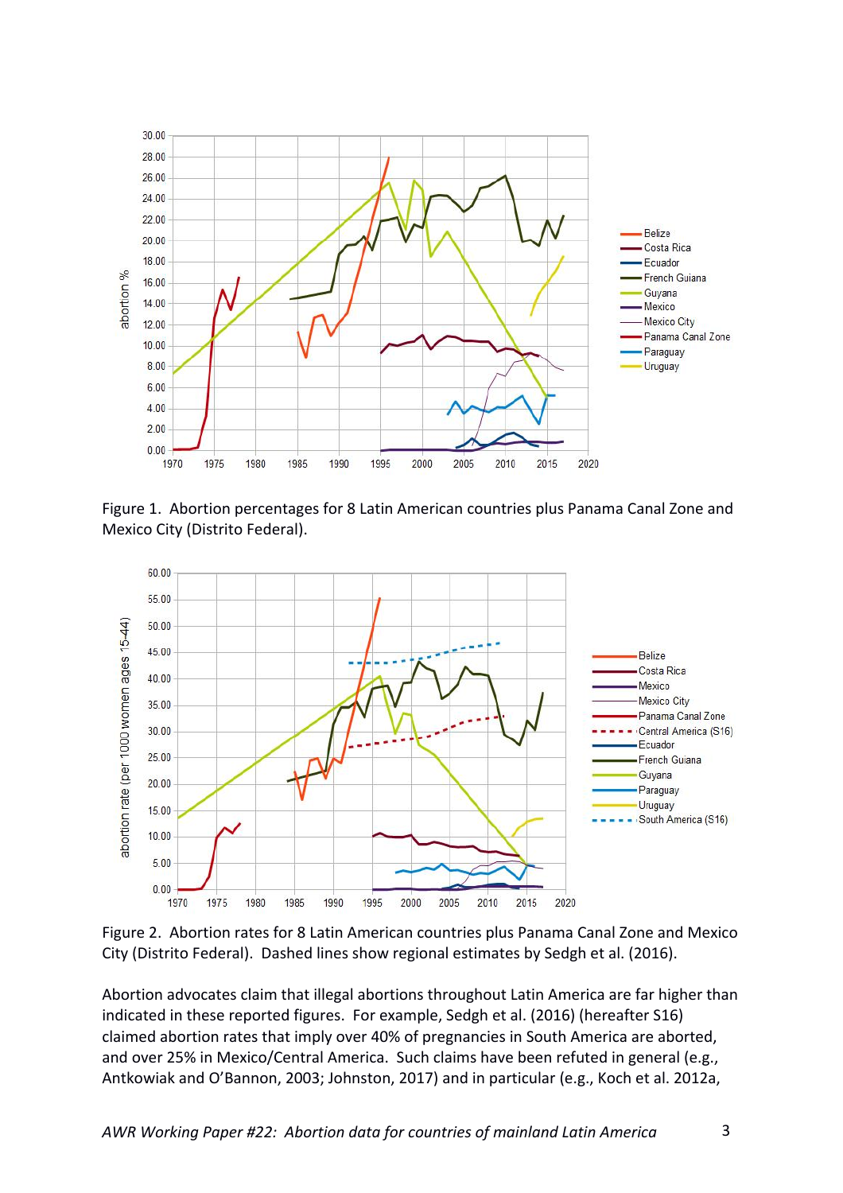Figure 1. Abortion percentages for 8 Latin American countries plus Panama Canal Zone and Mexico City (Distrito Federal).

Figure 2. Abortion rates for 8 Latin American countries plus Panama Canal Zone and Mexico City (Distrito Federal). Dashed lines show regional estimates by Sedgh et al. (2016).

Abortion advocates claim that illegal abortions throughout Latin America are far higher than indicated in these reported figures. For example, Sedgh et al. (2016) (hereafter S16) claimed abortion rates that imply over 40% of pregnancies in South America are aborted, and over 25% in Mexico/Central America. Such claims have been refuted in general (e.g., Antkowiak and O'Bannon, 2003; Johnston, 2017) and in particular (e.g., Koch et al. 2012a,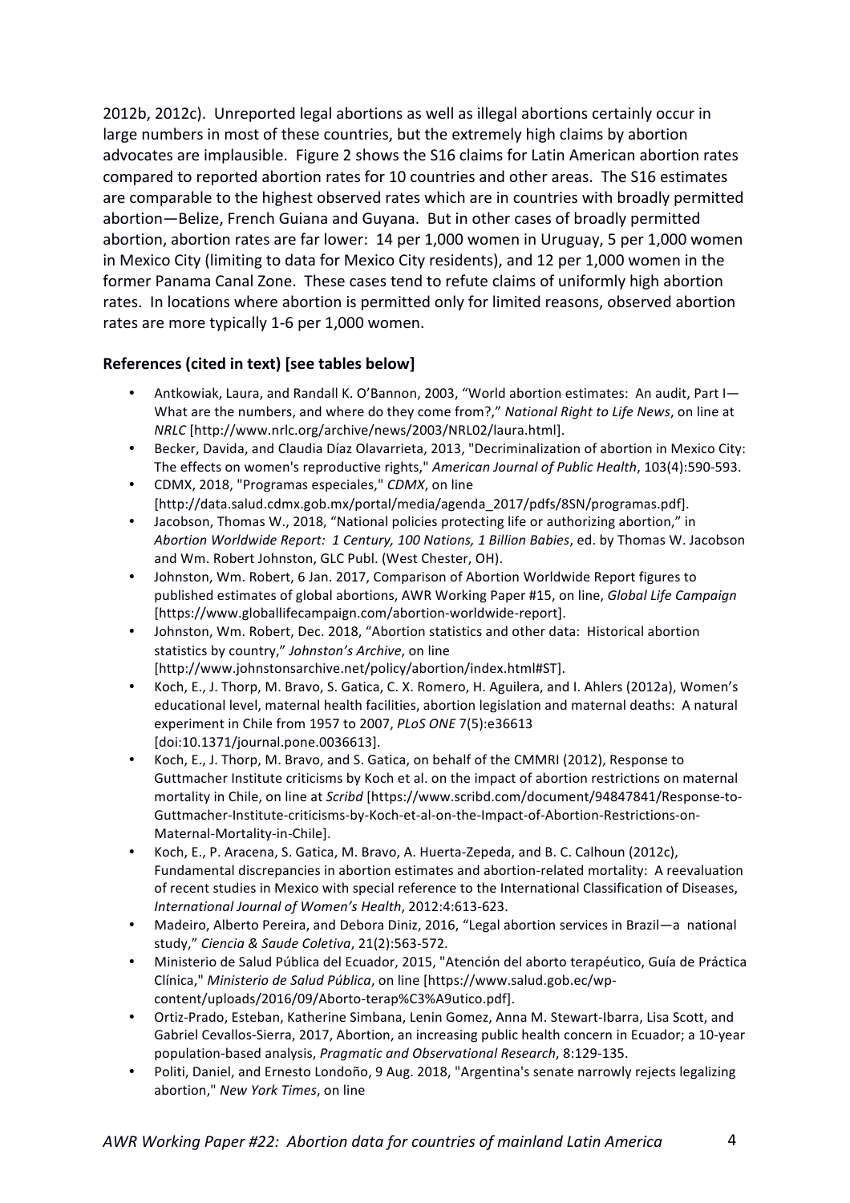2012b, 2012c). Unreported legal abortions as well as illegal abortions certainly occur in large numbers in most of these countries, but the extremely high claims by abortion advocates are implausible. Figure 2 shows the S16 claims for Latin American abortion rates compared to reported abortion rates for 10 countries and other areas. The S16 estimates are comparable to the highest observed rates which are in countries with broadly permitted abortion—Belize, French Guiana and Guyana. But in other cases of broadly permitted abortion, abortion rates are far lower: 14 per 1,000 women in Uruguay, 5 per 1,000 women in Mexico City (limiting to data for Mexico City residents), and 12 per 1,000 women in the former Panama Canal Zone. These cases tend to refute claims of uniformly high abortion rates. In locations where abortion is permitted only for limited reasons, observed abortion rates are more typically 1-6 per 1,000 women.

**References (cited in text) [see tables below]**

- Antkowiak, Laura, and Randall K. O'Bannon, 2003, "World abortion estimates: An audit, Part I—What are the numbers, and where do they come from?," *National Right to Life News*, on line at *NRLC* [http://www.nrlc.org/archive/news/2003/NRL02/laura.html].
- Becker, Davida, and Claudia Díaz Olavarrieta, 2013, "Decriminalization of abortion in Mexico City: The effects on women's reproductive rights," *American Journal of Public Health*, 103(4):590-593.
- CDMX, 2018, "Programas especiales," *CDMX*, on line [http://data.salud.cdmx.gob.mx/portal/media/agenda_2017/pdfs/8SN/programas.pdf].
- Jacobson, Thomas W., 2018, "National policies protecting life or authorizing abortion," in *Abortion Worldwide Report: 1 Century, 100 Nations, 1 Billion Babies*, ed. by Thomas W. Jacobson and Wm. Robert Johnston, GLC Publ. (West Chester, OH).
- Johnston, Wm. Robert, 6 Jan. 2017, Comparison of Abortion Worldwide Report figures to published estimates of global abortions, AWR Working Paper #15, on line, *Global Life Campaign* [https://www.globallifecampaign.com/abortion-worldwide-report].
- Johnston, Wm. Robert, Dec. 2018, "Abortion statistics and other data: Historical abortion statistics by country," *Johnston's Archive*, on line [http://www.johnstonsarchive.net/policy/abortion/index.html#ST].
- Koch, E., J. Thorp, M. Bravo, S. Gatica, C. X. Romero, H. Aguilera, and I. Ahlers (2012a), Women's educational level, maternal health facilities, abortion legislation and maternal deaths: A natural experiment in Chile from 1957 to 2007, *PLoS ONE* 7(5):e36613 [doi:10.1371/journal.pone.0036613].
- Koch, E., J. Thorp, M. Bravo, and S. Gatica, on behalf of the CMMRI (2012), Response to Guttmacher Institute criticisms by Koch et al. on the impact of abortion restrictions on maternal mortality in Chile, on line at *Scribd* [https://www.scribd.com/document/94847841/Response-to-Guttmacher-Institute-criticisms-by-Koch-et-al-on-the-Impact-of-Abortion-Restrictions-on-Maternal-Mortality-in-Chile].
- Koch, E., P. Aracena, S. Gatica, M. Bravo, A. Huerta-Zepeda, and B. C. Calhoun (2012c), Fundamental discrepancies in abortion estimates and abortion-related mortality: A reevaluation of recent studies in Mexico with special reference to the International Classification of Diseases, *International Journal of Women's Health*, 2012:4:613-623.
- Madeiro, Alberto Pereira, and Debora Diniz, 2016, "Legal abortion services in Brazil—a national study," *Ciencia & Saude Coletiva*, 21(2):563-572.
- Ministerio de Salud Pública del Ecuador, 2015, "Atención del aborto terapéutico, Guía de Práctica Clínica," *Ministerio de Salud Pública*, on line [https://www.salud.gob.ec/wp-content/uploads/2016/09/Aborto-terap%C3%A9utico.pdf].
- Ortiz-Prado, Esteban, Katherine Simbana, Lenin Gomez, Anna M. Stewart-Ibarra, Lisa Scott, and Gabriel Cevallos-Sierra, 2017, Abortion, an increasing public health concern in Ecuador; a 10-year population-based analysis, *Pragmatic and Observational Research*, 8:129-135.
- Politi, Daniel, and Ernesto Londoño, 9 Aug. 2018, "Argentina's senate narrowly rejects legalizing abortion," *New York Times*, on line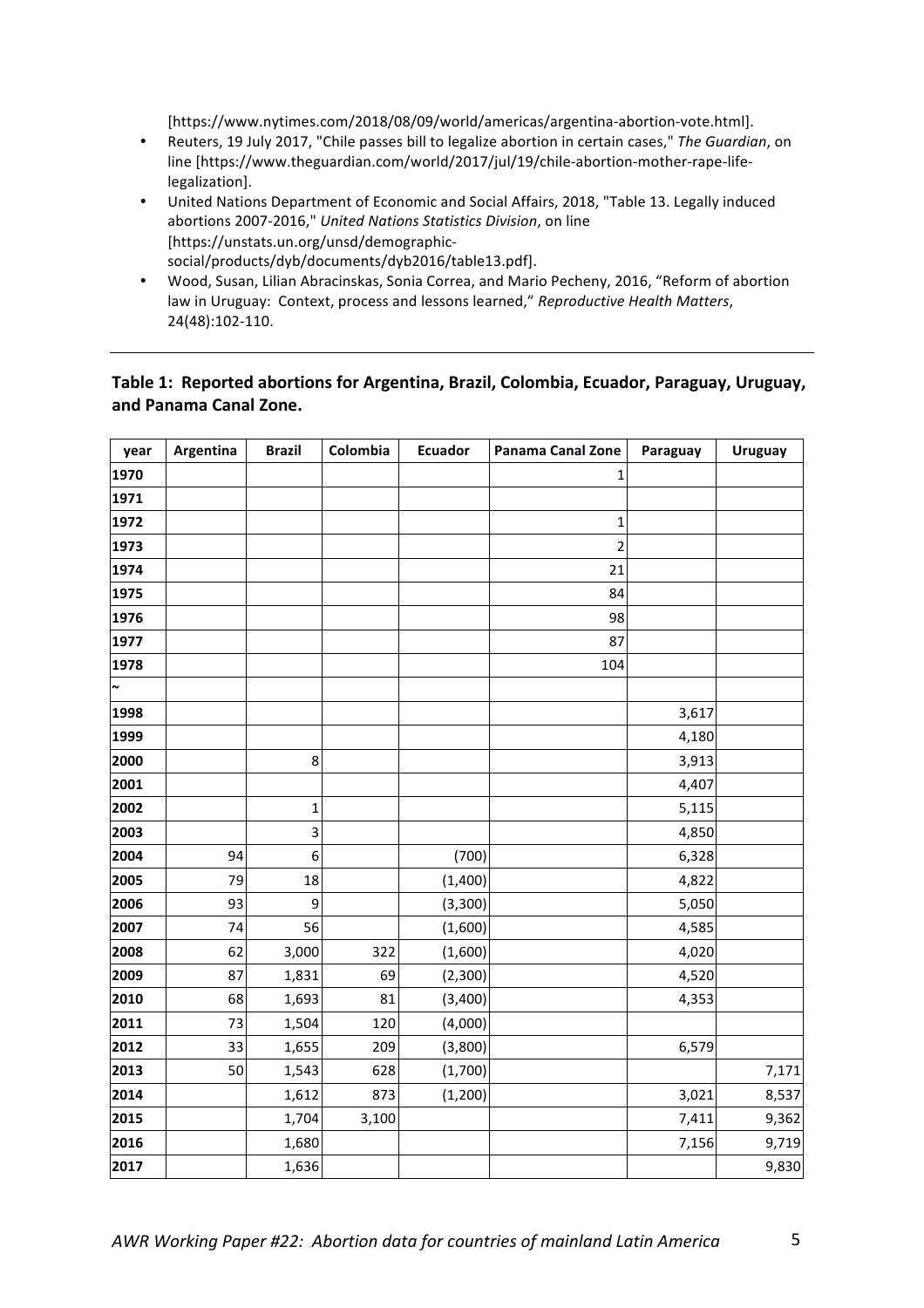[https://www.nytimes.com/2018/08/09/world/americas/argentina-abortion-vote.html].

- Reuters, 19 July 2017, "Chile passes bill to legalize abortion in certain cases," *The Guardian*, on line [https://www.theguardian.com/world/2017/jul/19/chile-abortion-mother-rape-life-legalization].
- United Nations Department of Economic and Social Affairs, 2018, "Table 13. Legally induced abortions 2007-2016," *United Nations Statistics Division*, on line [https://unstats.un.org/unsd/demographic-social/products/dyb/documents/dyb2016/table13.pdf].
- Wood, Susan, Lilian Abracinskas, Sonia Correa, and Mario Pecheny, 2016, "Reform of abortion law in Uruguay: Context, process and lessons learned," *Reproductive Health Matters*, 24(48):102-110.

---

**Table 1: Reported abortions for Argentina, Brazil, Colombia, Ecuador, Paraguay, Uruguay, and Panama Canal Zone.**

| year | Argentina | Brazil | Colombia | Ecuador | Panama Canal Zone | Paraguay | Uruguay |
|---|---|---|---|---|---|---|---|
| 1970 | | | | | 1 | | |
| 1971 | | | | | | | |
| 1972 | | | | | 1 | | |
| 1973 | | | | | 2 | | |
| 1974 | | | | | 21 | | |
| 1975 | | | | | 84 | | |
| 1976 | | | | | 98 | | |
| 1977 | | | | | 87 | | |
| 1978 | | | | | 104 | | |
| ~ | | | | | | | |
| 1998 | | | | | | 3,617 | |
| 1999 | | | | | | 4,180 | |
| 2000 | | 8 | | | | 3,913 | |
| 2001 | | | | | | 4,407 | |
| 2002 | | 1 | | | | 5,115 | |
| 2003 | | 3 | | | | 4,850 | |
| 2004 | 94 | 6 | | (700) | | 6,328 | |
| 2005 | 79 | 18 | | (1,400) | | 4,822 | |
| 2006 | 93 | 9 | | (3,300) | | 5,050 | |
| 2007 | 74 | 56 | | (1,600) | | 4,585 | |
| 2008 | 62 | 3,000 | 322 | (1,600) | | 4,020 | |
| 2009 | 87 | 1,831 | 69 | (2,300) | | 4,520 | |
| 2010 | 68 | 1,693 | 81 | (3,400) | | 4,353 | |
| 2011 | 73 | 1,504 | 120 | (4,000) | | | |
| 2012 | 33 | 1,655 | 209 | (3,800) | | 6,579 | |
| 2013 | 50 | 1,543 | 628 | (1,700) | | | 7,171 |
| 2014 | | 1,612 | 873 | (1,200) | | 3,021 | 8,537 |
| 2015 | | 1,704 | 3,100 | | | 7,411 | 9,362 |
| 2016 | | 1,680 | | | | 7,156 | 9,719 |
| 2017 | | 1,636 | | | | | 9,830 |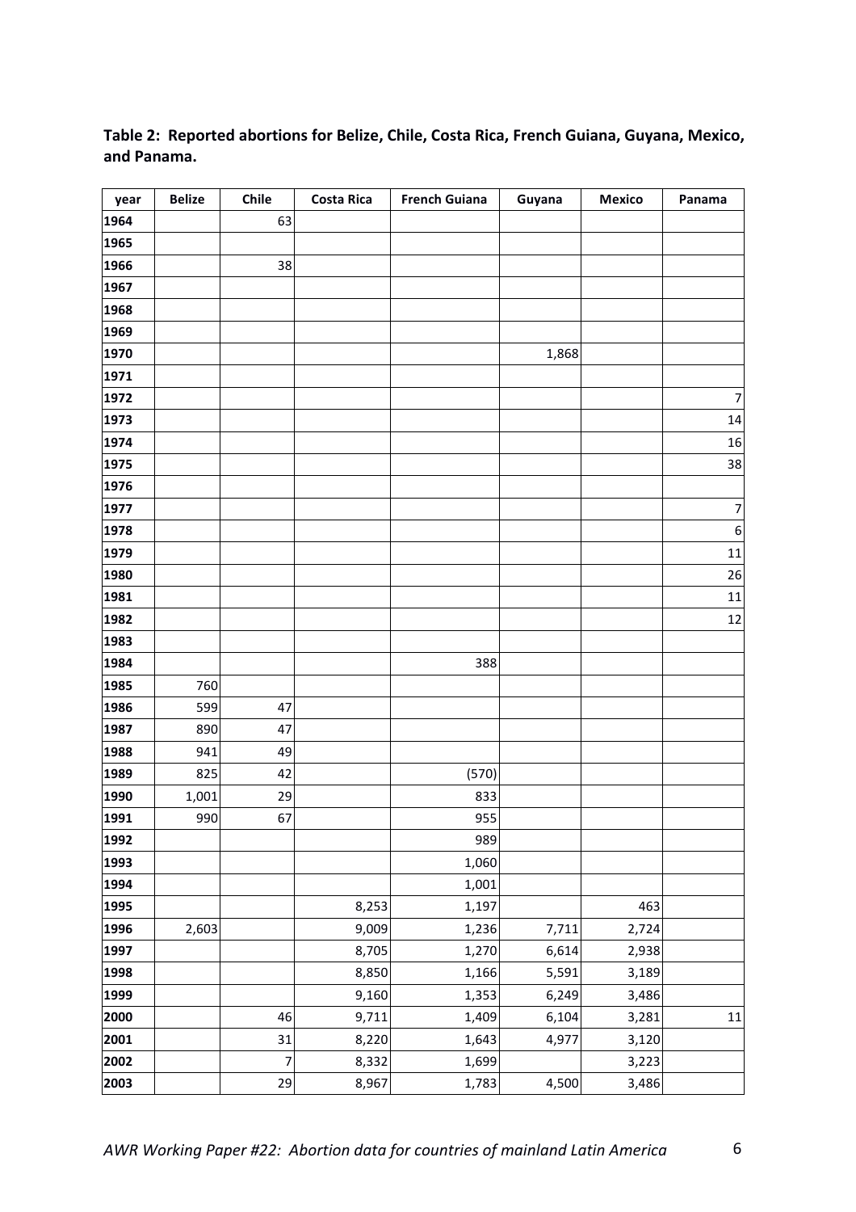**Table 2: Reported abortions for Belize, Chile, Costa Rica, French Guiana, Guyana, Mexico, and Panama.**

| year | Belize | Chile | Costa Rica | French Guiana | Guyana | Mexico | Panama |
|---|---|---|---|---|---|---|---|
| 1964 | | 63 | | | | | |
| 1965 | | | | | | | |
| 1966 | | 38 | | | | | |
| 1967 | | | | | | | |
| 1968 | | | | | | | |
| 1969 | | | | | | | |
| 1970 | | | | | 1,868 | | |
| 1971 | | | | | | | |
| 1972 | | | | | | | 7 |
| 1973 | | | | | | | 14 |
| 1974 | | | | | | | 16 |
| 1975 | | | | | | | 38 |
| 1976 | | | | | | | |
| 1977 | | | | | | | 7 |
| 1978 | | | | | | | 6 |
| 1979 | | | | | | | 11 |
| 1980 | | | | | | | 26 |
| 1981 | | | | | | | 11 |
| 1982 | | | | | | | 12 |
| 1983 | | | | | | | |
| 1984 | | | | 388 | | | |
| 1985 | 760 | | | | | | |
| 1986 | 599 | 47 | | | | | |
| 1987 | 890 | 47 | | | | | |
| 1988 | 941 | 49 | | | | | |
| 1989 | 825 | 42 | | (570) | | | |
| 1990 | 1,001 | 29 | | 833 | | | |
| 1991 | 990 | 67 | | 955 | | | |
| 1992 | | | | 989 | | | |
| 1993 | | | | 1,060 | | | |
| 1994 | | | | 1,001 | | | |
| 1995 | | | 8,253 | 1,197 | | 463 | |
| 1996 | 2,603 | | 9,009 | 1,236 | 7,711 | 2,724 | |
| 1997 | | | 8,705 | 1,270 | 6,614 | 2,938 | |
| 1998 | | | 8,850 | 1,166 | 5,591 | 3,189 | |
| 1999 | | | 9,160 | 1,353 | 6,249 | 3,486 | |
| 2000 | | 46 | 9,711 | 1,409 | 6,104 | 3,281 | 11 |
| 2001 | | 31 | 8,220 | 1,643 | 4,977 | 3,120 | |
| 2002 | | 7 | 8,332 | 1,699 | | 3,223 | |
| 2003 | | 29 | 8,967 | 1,783 | 4,500 | 3,486 | |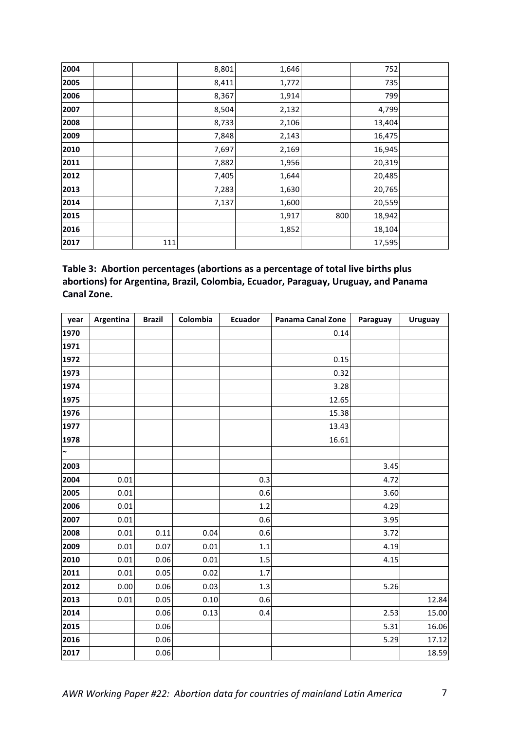| | | | | | | | |
|---|---|---|---|---|---|---|---|
| **2004** | | | 8,801 | 1,646 | | 752 | |
| **2005** | | | 8,411 | 1,772 | | 735 | |
| **2006** | | | 8,367 | 1,914 | | 799 | |
| **2007** | | | 8,504 | 2,132 | | 4,799 | |
| **2008** | | | 8,733 | 2,106 | | 13,404 | |
| **2009** | | | 7,848 | 2,143 | | 16,475 | |
| **2010** | | | 7,697 | 2,169 | | 16,945 | |
| **2011** | | | 7,882 | 1,956 | | 20,319 | |
| **2012** | | | 7,405 | 1,644 | | 20,485 | |
| **2013** | | | 7,283 | 1,630 | | 20,765 | |
| **2014** | | | 7,137 | 1,600 | | 20,559 | |
| **2015** | | | | 1,917 | 800 | 18,942 | |
| **2016** | | | | 1,852 | | 18,104 | |
| **2017** | | 111 | | | | 17,595 | |

**Table 3: Abortion percentages (abortions as a percentage of total live births plus abortions) for Argentina, Brazil, Colombia, Ecuador, Paraguay, Uruguay, and Panama Canal Zone.**

| year | Argentina | Brazil | Colombia | Ecuador | Panama Canal Zone | Paraguay | Uruguay |
|---|---|---|---|---|---|---|---|
| **1970** | | | | | 0.14 | | |
| **1971** | | | | | | | |
| **1972** | | | | | 0.15 | | |
| **1973** | | | | | 0.32 | | |
| **1974** | | | | | 3.28 | | |
| **1975** | | | | | 12.65 | | |
| **1976** | | | | | 15.38 | | |
| **1977** | | | | | 13.43 | | |
| **1978** | | | | | 16.61 | | |
| **~** | | | | | | | |
| **2003** | | | | | | 3.45 | |
| **2004** | 0.01 | | | 0.3 | | 4.72 | |
| **2005** | 0.01 | | | 0.6 | | 3.60 | |
| **2006** | 0.01 | | | 1.2 | | 4.29 | |
| **2007** | 0.01 | | | 0.6 | | 3.95 | |
| **2008** | 0.01 | 0.11 | 0.04 | 0.6 | | 3.72 | |
| **2009** | 0.01 | 0.07 | 0.01 | 1.1 | | 4.19 | |
| **2010** | 0.01 | 0.06 | 0.01 | 1.5 | | 4.15 | |
| **2011** | 0.01 | 0.05 | 0.02 | 1.7 | | | |
| **2012** | 0.00 | 0.06 | 0.03 | 1.3 | | 5.26 | |
| **2013** | 0.01 | 0.05 | 0.10 | 0.6 | | | 12.84 |
| **2014** | | 0.06 | 0.13 | 0.4 | | 2.53 | 15.00 |
| **2015** | | 0.06 | | | | 5.31 | 16.06 |
| **2016** | | 0.06 | | | | 5.29 | 17.12 |
| **2017** | | 0.06 | | | | | 18.59 |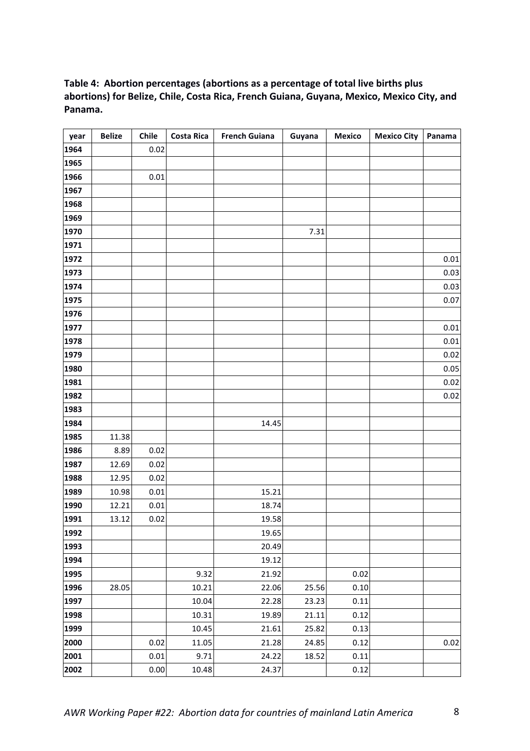**Table 4: Abortion percentages (abortions as a percentage of total live births plus abortions) for Belize, Chile, Costa Rica, French Guiana, Guyana, Mexico, Mexico City, and Panama.**

| year | Belize | Chile | Costa Rica | French Guiana | Guyana | Mexico | Mexico City | Panama |
|---|---|---|---|---|---|---|---|---|
| **1964** | | 0.02 | | | | | | |
| **1965** | | | | | | | | |
| **1966** | | 0.01 | | | | | | |
| **1967** | | | | | | | | |
| **1968** | | | | | | | | |
| **1969** | | | | | | | | |
| **1970** | | | | | 7.31 | | | |
| **1971** | | | | | | | | |
| **1972** | | | | | | | | 0.01 |
| **1973** | | | | | | | | 0.03 |
| **1974** | | | | | | | | 0.03 |
| **1975** | | | | | | | | 0.07 |
| **1976** | | | | | | | | |
| **1977** | | | | | | | | 0.01 |
| **1978** | | | | | | | | 0.01 |
| **1979** | | | | | | | | 0.02 |
| **1980** | | | | | | | | 0.05 |
| **1981** | | | | | | | | 0.02 |
| **1982** | | | | | | | | 0.02 |
| **1983** | | | | | | | | |
| **1984** | | | | 14.45 | | | | |
| **1985** | 11.38 | | | | | | | |
| **1986** | 8.89 | 0.02 | | | | | | |
| **1987** | 12.69 | 0.02 | | | | | | |
| **1988** | 12.95 | 0.02 | | | | | | |
| **1989** | 10.98 | 0.01 | | 15.21 | | | | |
| **1990** | 12.21 | 0.01 | | 18.74 | | | | |
| **1991** | 13.12 | 0.02 | | 19.58 | | | | |
| **1992** | | | | 19.65 | | | | |
| **1993** | | | | 20.49 | | | | |
| **1994** | | | | 19.12 | | | | |
| **1995** | | | 9.32 | 21.92 | | 0.02 | | |
| **1996** | 28.05 | | 10.21 | 22.06 | 25.56 | 0.10 | | |
| **1997** | | | 10.04 | 22.28 | 23.23 | 0.11 | | |
| **1998** | | | 10.31 | 19.89 | 21.11 | 0.12 | | |
| **1999** | | | 10.45 | 21.61 | 25.82 | 0.13 | | |
| **2000** | | 0.02 | 11.05 | 21.28 | 24.85 | 0.12 | | 0.02 |
| **2001** | | 0.01 | 9.71 | 24.22 | 18.52 | 0.11 | | |
| **2002** | | 0.00 | 10.48 | 24.37 | | 0.12 | | |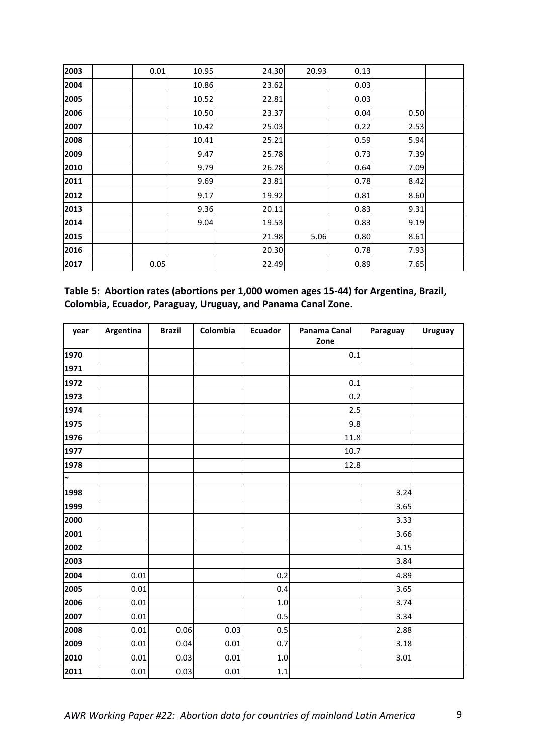| | | | | | | | | |
|---|---|---|---|---|---|---|---|---|
| **2003** | | 0.01 | 10.95 | 24.30 | 20.93 | 0.13 | | |
| **2004** | | | 10.86 | 23.62 | | 0.03 | | |
| **2005** | | | 10.52 | 22.81 | | 0.03 | | |
| **2006** | | | 10.50 | 23.37 | | 0.04 | 0.50 | |
| **2007** | | | 10.42 | 25.03 | | 0.22 | 2.53 | |
| **2008** | | | 10.41 | 25.21 | | 0.59 | 5.94 | |
| **2009** | | | 9.47 | 25.78 | | 0.73 | 7.39 | |
| **2010** | | | 9.79 | 26.28 | | 0.64 | 7.09 | |
| **2011** | | | 9.69 | 23.81 | | 0.78 | 8.42 | |
| **2012** | | | 9.17 | 19.92 | | 0.81 | 8.60 | |
| **2013** | | | 9.36 | 20.11 | | 0.83 | 9.31 | |
| **2014** | | | 9.04 | 19.53 | | 0.83 | 9.19 | |
| **2015** | | | | 21.98 | 5.06 | 0.80 | 8.61 | |
| **2016** | | | | 20.30 | | 0.78 | 7.93 | |
| **2017** | | 0.05 | | 22.49 | | 0.89 | 7.65 | |

**Table 5: Abortion rates (abortions per 1,000 women ages 15-44) for Argentina, Brazil, Colombia, Ecuador, Paraguay, Uruguay, and Panama Canal Zone.**

| year | Argentina | Brazil | Colombia | Ecuador | Panama Canal Zone | Paraguay | Uruguay |
|---|---|---|---|---|---|---|---|
| **1970** | | | | | 0.1 | | |
| **1971** | | | | | | | |
| **1972** | | | | | 0.1 | | |
| **1973** | | | | | 0.2 | | |
| **1974** | | | | | 2.5 | | |
| **1975** | | | | | 9.8 | | |
| **1976** | | | | | 11.8 | | |
| **1977** | | | | | 10.7 | | |
| **1978** | | | | | 12.8 | | |
| **~** | | | | | | | |
| **1998** | | | | | | 3.24 | |
| **1999** | | | | | | 3.65 | |
| **2000** | | | | | | 3.33 | |
| **2001** | | | | | | 3.66 | |
| **2002** | | | | | | 4.15 | |
| **2003** | | | | | | 3.84 | |
| **2004** | 0.01 | | | 0.2 | | 4.89 | |
| **2005** | 0.01 | | | 0.4 | | 3.65 | |
| **2006** | 0.01 | | | 1.0 | | 3.74 | |
| **2007** | 0.01 | | | 0.5 | | 3.34 | |
| **2008** | 0.01 | 0.06 | 0.03 | 0.5 | | 2.88 | |
| **2009** | 0.01 | 0.04 | 0.01 | 0.7 | | 3.18 | |
| **2010** | 0.01 | 0.03 | 0.01 | 1.0 | | 3.01 | |
| **2011** | 0.01 | 0.03 | 0.01 | 1.1 | | | |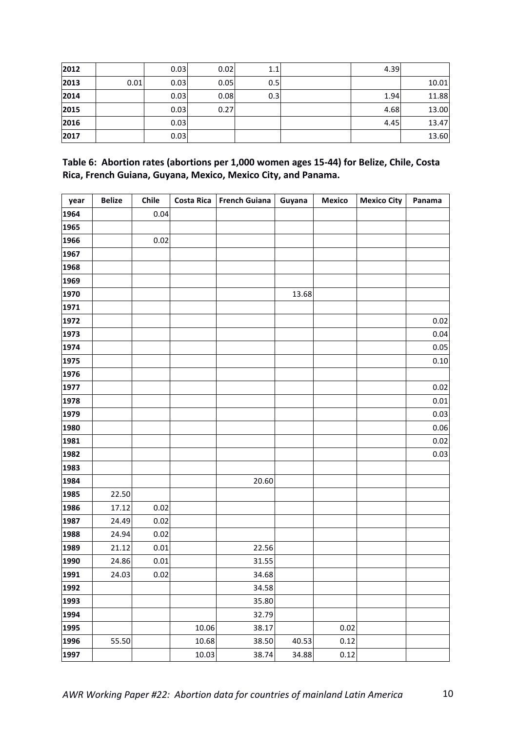| | | | | | | | |
|---|---|---|---|---|---|---|---|
| **2012** | | 0.03 | 0.02 | 1.1 | | 4.39 | |
| **2013** | 0.01 | 0.03 | 0.05 | 0.5 | | | 10.01 |
| **2014** | | 0.03 | 0.08 | 0.3 | | 1.94 | 11.88 |
| **2015** | | 0.03 | 0.27 | | | 4.68 | 13.00 |
| **2016** | | 0.03 | | | | 4.45 | 13.47 |
| **2017** | | 0.03 | | | | | 13.60 |

**Table 6: Abortion rates (abortions per 1,000 women ages 15-44) for Belize, Chile, Costa Rica, French Guiana, Guyana, Mexico, Mexico City, and Panama.**

| year | Belize | Chile | Costa Rica | French Guiana | Guyana | Mexico | Mexico City | Panama |
|---|---|---|---|---|---|---|---|---|
| **1964** | | 0.04 | | | | | | |
| **1965** | | | | | | | | |
| **1966** | | 0.02 | | | | | | |
| **1967** | | | | | | | | |
| **1968** | | | | | | | | |
| **1969** | | | | | | | | |
| **1970** | | | | | 13.68 | | | |
| **1971** | | | | | | | | |
| **1972** | | | | | | | | 0.02 |
| **1973** | | | | | | | | 0.04 |
| **1974** | | | | | | | | 0.05 |
| **1975** | | | | | | | | 0.10 |
| **1976** | | | | | | | | |
| **1977** | | | | | | | | 0.02 |
| **1978** | | | | | | | | 0.01 |
| **1979** | | | | | | | | 0.03 |
| **1980** | | | | | | | | 0.06 |
| **1981** | | | | | | | | 0.02 |
| **1982** | | | | | | | | 0.03 |
| **1983** | | | | | | | | |
| **1984** | | | | 20.60 | | | | |
| **1985** | 22.50 | | | | | | | |
| **1986** | 17.12 | 0.02 | | | | | | |
| **1987** | 24.49 | 0.02 | | | | | | |
| **1988** | 24.94 | 0.02 | | | | | | |
| **1989** | 21.12 | 0.01 | | 22.56 | | | | |
| **1990** | 24.86 | 0.01 | | 31.55 | | | | |
| **1991** | 24.03 | 0.02 | | 34.68 | | | | |
| **1992** | | | | 34.58 | | | | |
| **1993** | | | | 35.80 | | | | |
| **1994** | | | | 32.79 | | | | |
| **1995** | | | 10.06 | 38.17 | | 0.02 | | |
| **1996** | 55.50 | | 10.68 | 38.50 | 40.53 | 0.12 | | |
| **1997** | | | 10.03 | 38.74 | 34.88 | 0.12 | | |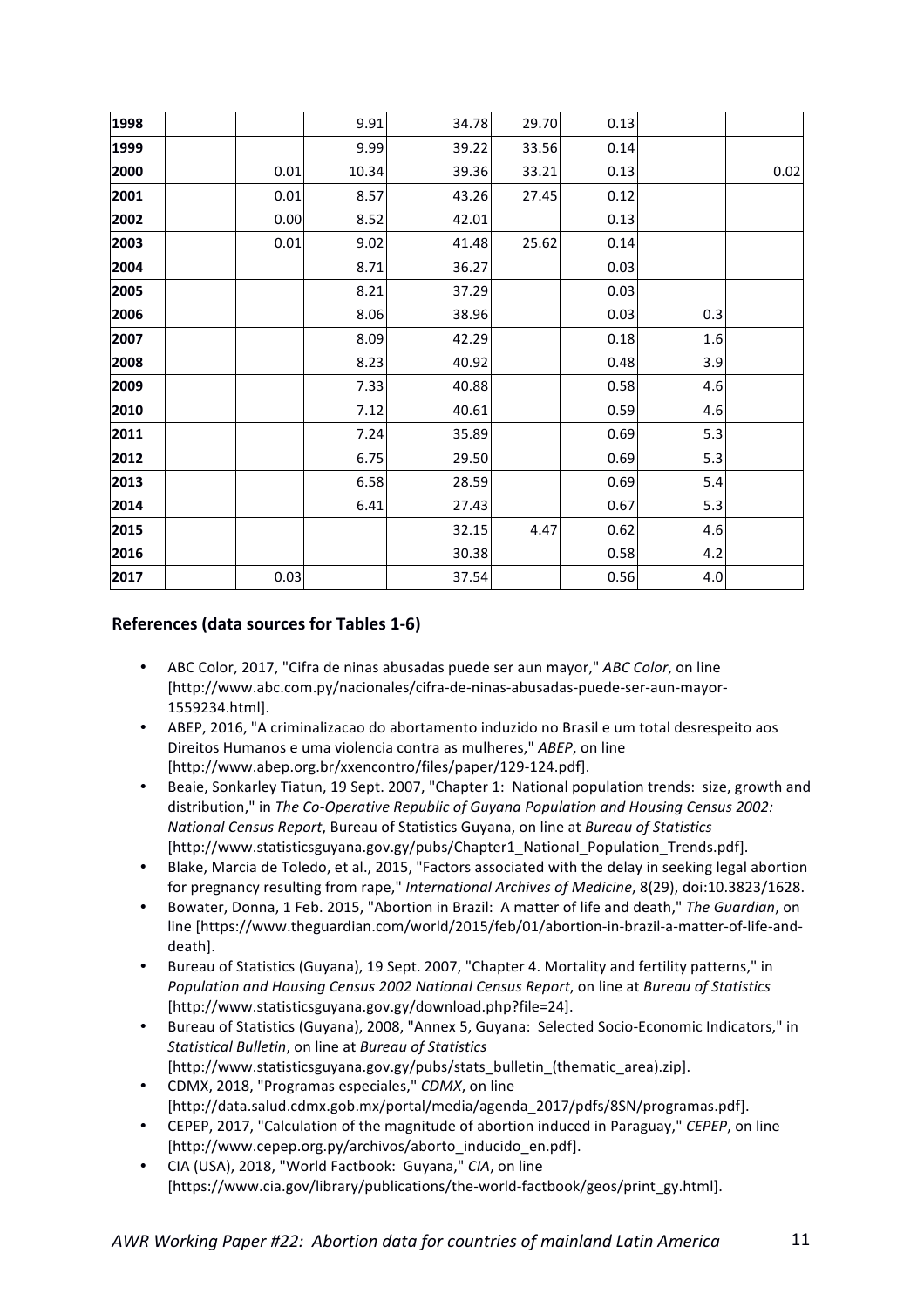| | | | | | | | | |
|---|---|---|---|---|---|---|---|---|
| **1998** | | | 9.91 | 34.78 | 29.70 | 0.13 | | |
| **1999** | | | 9.99 | 39.22 | 33.56 | 0.14 | | |
| **2000** | | 0.01 | 10.34 | 39.36 | 33.21 | 0.13 | | 0.02 |
| **2001** | | 0.01 | 8.57 | 43.26 | 27.45 | 0.12 | | |
| **2002** | | 0.00 | 8.52 | 42.01 | | 0.13 | | |
| **2003** | | 0.01 | 9.02 | 41.48 | 25.62 | 0.14 | | |
| **2004** | | | 8.71 | 36.27 | | 0.03 | | |
| **2005** | | | 8.21 | 37.29 | | 0.03 | | |
| **2006** | | | 8.06 | 38.96 | | 0.03 | 0.3 | |
| **2007** | | | 8.09 | 42.29 | | 0.18 | 1.6 | |
| **2008** | | | 8.23 | 40.92 | | 0.48 | 3.9 | |
| **2009** | | | 7.33 | 40.88 | | 0.58 | 4.6 | |
| **2010** | | | 7.12 | 40.61 | | 0.59 | 4.6 | |
| **2011** | | | 7.24 | 35.89 | | 0.69 | 5.3 | |
| **2012** | | | 6.75 | 29.50 | | 0.69 | 5.3 | |
| **2013** | | | 6.58 | 28.59 | | 0.69 | 5.4 | |
| **2014** | | | 6.41 | 27.43 | | 0.67 | 5.3 | |
| **2015** | | | | 32.15 | 4.47 | 0.62 | 4.6 | |
| **2016** | | | | 30.38 | | 0.58 | 4.2 | |
| **2017** | | 0.03 | | 37.54 | | 0.56 | 4.0 | |

### References (data sources for Tables 1-6)

- ABC Color, 2017, "Cifra de ninas abusadas puede ser aun mayor," *ABC Color*, on line [http://www.abc.com.py/nacionales/cifra-de-ninas-abusadas-puede-ser-aun-mayor-1559234.html].
- ABEP, 2016, "A criminalizacao do abortamento induzido no Brasil e um total desrespeito aos Direitos Humanos e uma violencia contra as mulheres," *ABEP*, on line [http://www.abep.org.br/xxencontro/files/paper/129-124.pdf].
- Beaie, Sonkarley Tiatun, 19 Sept. 2007, "Chapter 1: National population trends: size, growth and distribution," in *The Co-Operative Republic of Guyana Population and Housing Census 2002: National Census Report*, Bureau of Statistics Guyana, on line at *Bureau of Statistics* [http://www.statisticsguyana.gov.gy/pubs/Chapter1_National_Population_Trends.pdf].
- Blake, Marcia de Toledo, et al., 2015, "Factors associated with the delay in seeking legal abortion for pregnancy resulting from rape," *International Archives of Medicine*, 8(29), doi:10.3823/1628.
- Bowater, Donna, 1 Feb. 2015, "Abortion in Brazil: A matter of life and death," *The Guardian*, on line [https://www.theguardian.com/world/2015/feb/01/abortion-in-brazil-a-matter-of-life-and-death].
- Bureau of Statistics (Guyana), 19 Sept. 2007, "Chapter 4. Mortality and fertility patterns," in *Population and Housing Census 2002 National Census Report*, on line at *Bureau of Statistics* [http://www.statisticsguyana.gov.gy/download.php?file=24].
- Bureau of Statistics (Guyana), 2008, "Annex 5, Guyana: Selected Socio-Economic Indicators," in *Statistical Bulletin*, on line at *Bureau of Statistics* [http://www.statisticsguyana.gov.gy/pubs/stats_bulletin_(thematic_area).zip].
- CDMX, 2018, "Programas especiales," *CDMX*, on line [http://data.salud.cdmx.gob.mx/portal/media/agenda_2017/pdfs/8SN/programas.pdf].
- CEPEP, 2017, "Calculation of the magnitude of abortion induced in Paraguay," *CEPEP*, on line [http://www.cepep.org.py/archivos/aborto_inducido_en.pdf].
- CIA (USA), 2018, "World Factbook: Guyana," *CIA*, on line [https://www.cia.gov/library/publications/the-world-factbook/geos/print_gy.html].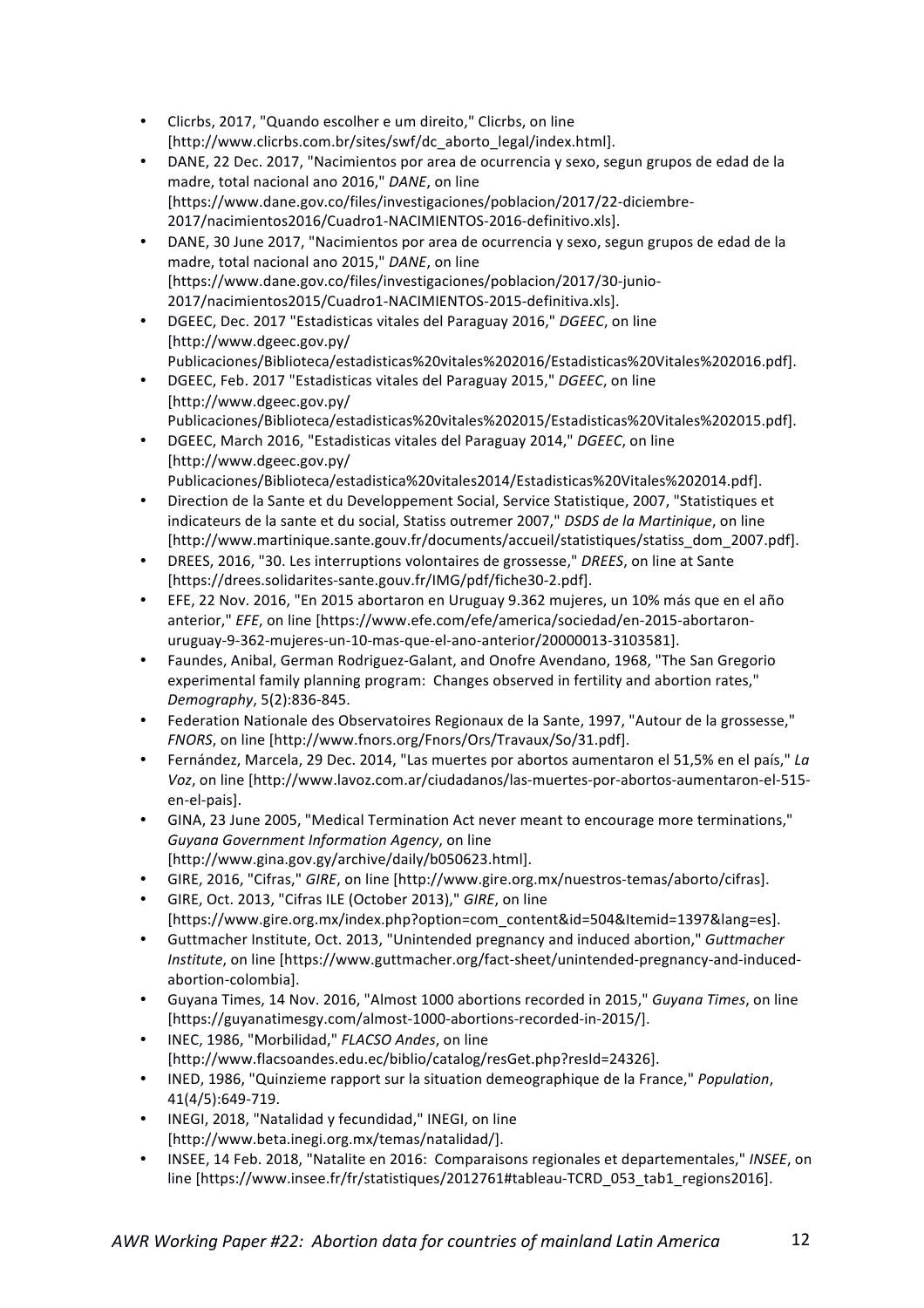- Clicrbs, 2017, "Quando escolher e um direito," Clicrbs, on line [http://www.clicrbs.com.br/sites/swf/dc_aborto_legal/index.html].
- DANE, 22 Dec. 2017, "Nacimientos por area de ocurrencia y sexo, segun grupos de edad de la madre, total nacional ano 2016," *DANE*, on line [https://www.dane.gov.co/files/investigaciones/poblacion/2017/22-diciembre-2017/nacimientos2016/Cuadro1-NACIMIENTOS-2016-definitivo.xls].
- DANE, 30 June 2017, "Nacimientos por area de ocurrencia y sexo, segun grupos de edad de la madre, total nacional ano 2015," *DANE*, on line [https://www.dane.gov.co/files/investigaciones/poblacion/2017/30-junio-2017/nacimientos2015/Cuadro1-NACIMIENTOS-2015-definitiva.xls].
- DGEEC, Dec. 2017 "Estadisticas vitales del Paraguay 2016," *DGEEC*, on line [http://www.dgeec.gov.py/Publicaciones/Biblioteca/estadisticas%20vitales%202016/Estadisticas%20Vitales%202016.pdf].
- DGEEC, Feb. 2017 "Estadisticas vitales del Paraguay 2015," *DGEEC*, on line [http://www.dgeec.gov.py/Publicaciones/Biblioteca/estadisticas%20vitales%202015/Estadisticas%20Vitales%202015.pdf].
- DGEEC, March 2016, "Estadisticas vitales del Paraguay 2014," *DGEEC*, on line [http://www.dgeec.gov.py/Publicaciones/Biblioteca/estadistica%20vitales2014/Estadisticas%20Vitales%202014.pdf].
- Direction de la Sante et du Developpement Social, Service Statistique, 2007, "Statistiques et indicateurs de la sante et du social, Statiss outremer 2007," *DSDS de la Martinique*, on line [http://www.martinique.sante.gouv.fr/documents/accueil/statistiques/statiss_dom_2007.pdf].
- DREES, 2016, "30. Les interruptions volontaires de grossesse," *DREES*, on line at Sante [https://drees.solidarites-sante.gouv.fr/IMG/pdf/fiche30-2.pdf].
- EFE, 22 Nov. 2016, "En 2015 abortaron en Uruguay 9.362 mujeres, un 10% más que en el año anterior," *EFE*, on line [https://www.efe.com/efe/america/sociedad/en-2015-abortaron-uruguay-9-362-mujeres-un-10-mas-que-el-ano-anterior/20000013-3103581].
- Faundes, Anibal, German Rodriguez-Galant, and Onofre Avendano, 1968, "The San Gregorio experimental family planning program: Changes observed in fertility and abortion rates," *Demography*, 5(2):836-845.
- Federation Nationale des Observatoires Regionaux de la Sante, 1997, "Autour de la grossesse," *FNORS*, on line [http://www.fnors.org/Fnors/Ors/Travaux/So/31.pdf].
- Fernández, Marcela, 29 Dec. 2014, "Las muertes por abortos aumentaron el 51,5% en el país," *La Voz*, on line [http://www.lavoz.com.ar/ciudadanos/las-muertes-por-abortos-aumentaron-el-515-en-el-pais].
- GINA, 23 June 2005, "Medical Termination Act never meant to encourage more terminations," *Guyana Government Information Agency*, on line [http://www.gina.gov.gy/archive/daily/b050623.html].
- GIRE, 2016, "Cifras," *GIRE*, on line [http://www.gire.org.mx/nuestros-temas/aborto/cifras].
- GIRE, Oct. 2013, "Cifras ILE (October 2013)," *GIRE*, on line [https://www.gire.org.mx/index.php?option=com_content&id=504&Itemid=1397&lang=es].
- Guttmacher Institute, Oct. 2013, "Unintended pregnancy and induced abortion," *Guttmacher Institute*, on line [https://www.guttmacher.org/fact-sheet/unintended-pregnancy-and-induced-abortion-colombia].
- Guyana Times, 14 Nov. 2016, "Almost 1000 abortions recorded in 2015," *Guyana Times*, on line [https://guyanatimesgy.com/almost-1000-abortions-recorded-in-2015/].
- INEC, 1986, "Morbilidad," *FLACSO Andes*, on line [http://www.flacsoandes.edu.ec/biblio/catalog/resGet.php?resId=24326].
- INED, 1986, "Quinzieme rapport sur la situation demeographique de la France," *Population*, 41(4/5):649-719.
- INEGI, 2018, "Natalidad y fecundidad," INEGI, on line [http://www.beta.inegi.org.mx/temas/natalidad/].
- INSEE, 14 Feb. 2018, "Natalite en 2016: Comparaisons regionales et departementales," *INSEE*, on line [https://www.insee.fr/fr/statistiques/2012761#tableau-TCRD_053_tab1_regions2016].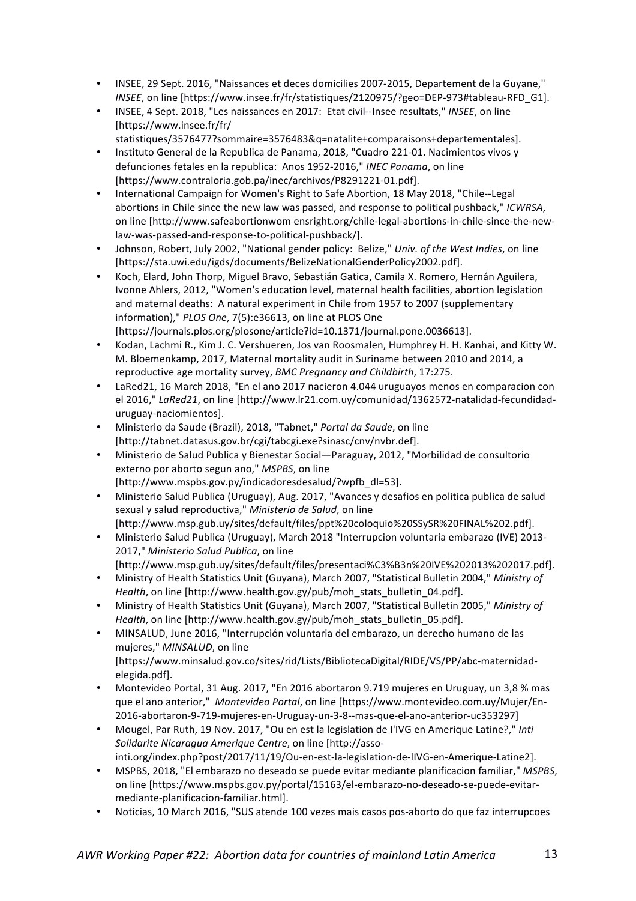- INSEE, 29 Sept. 2016, "Naissances et deces domicilies 2007-2015, Departement de la Guyane," *INSEE*, on line [https://www.insee.fr/fr/statistiques/2120975/?geo=DEP-973#tableau-RFD_G1].
- INSEE, 4 Sept. 2018, "Les naissances en 2017: Etat civil--Insee resultats," *INSEE*, on line [https://www.insee.fr/fr/statistiques/3576477?sommaire=3576483&q=natalite+comparaisons+departementales].
- Instituto General de la Republica de Panama, 2018, "Cuadro 221-01. Nacimientos vivos y defunciones fetales en la republica: Anos 1952-2016," *INEC Panama*, on line [https://www.contraloria.gob.pa/inec/archivos/P8291221-01.pdf].
- International Campaign for Women's Right to Safe Abortion, 18 May 2018, "Chile--Legal abortions in Chile since the new law was passed, and response to political pushback," *ICWRSA*, on line [http://www.safeabortionwom ensright.org/chile-legal-abortions-in-chile-since-the-new-law-was-passed-and-response-to-political-pushback/].
- Johnson, Robert, July 2002, "National gender policy: Belize," *Univ. of the West Indies*, on line [https://sta.uwi.edu/igds/documents/BelizeNationalGenderPolicy2002.pdf].
- Koch, Elard, John Thorp, Miguel Bravo, Sebastián Gatica, Camila X. Romero, Hernán Aguilera, Ivonne Ahlers, 2012, "Women's education level, maternal health facilities, abortion legislation and maternal deaths: A natural experiment in Chile from 1957 to 2007 (supplementary information)," *PLOS One*, 7(5):e36613, on line at PLOS One [https://journals.plos.org/plosone/article?id=10.1371/journal.pone.0036613].
- Kodan, Lachmi R., Kim J. C. Vershueren, Jos van Roosmalen, Humphrey H. H. Kanhai, and Kitty W. M. Bloemenkamp, 2017, Maternal mortality audit in Suriname between 2010 and 2014, a reproductive age mortality survey, *BMC Pregnancy and Childbirth*, 17:275.
- LaRed21, 16 March 2018, "En el ano 2017 nacieron 4.044 uruguayos menos en comparacion con el 2016," *LaRed21*, on line [http://www.lr21.com.uy/comunidad/1362572-natalidad-fecundidad-uruguay-naciomientos].
- Ministerio da Saude (Brazil), 2018, "Tabnet," *Portal da Saude*, on line [http://tabnet.datasus.gov.br/cgi/tabcgi.exe?sinasc/cnv/nvbr.def].
- Ministerio de Salud Publica y Bienestar Social—Paraguay, 2012, "Morbilidad de consultorio externo por aborto segun ano," *MSPBS*, on line [http://www.mspbs.gov.py/indicadoresdesalud/?wpfb_dl=53].
- Ministerio Salud Publica (Uruguay), Aug. 2017, "Avances y desafios en politica publica de salud sexual y salud reproductiva," *Ministerio de Salud*, on line [http://www.msp.gub.uy/sites/default/files/ppt%20coloquio%20SSySR%20FINAL%202.pdf].
- Ministerio Salud Publica (Uruguay), March 2018 "Interrupcion voluntaria embarazo (IVE) 2013-2017," *Ministerio Salud Publica*, on line [http://www.msp.gub.uy/sites/default/files/presentaci%C3%B3n%20IVE%202013%202017.pdf].
- Ministry of Health Statistics Unit (Guyana), March 2007, "Statistical Bulletin 2004," *Ministry of Health*, on line [http://www.health.gov.gy/pub/moh_stats_bulletin_04.pdf].
- Ministry of Health Statistics Unit (Guyana), March 2007, "Statistical Bulletin 2005," *Ministry of Health*, on line [http://www.health.gov.gy/pub/moh_stats_bulletin_05.pdf].
- MINSALUD, June 2016, "Interrupción voluntaria del embarazo, un derecho humano de las mujeres," *MINSALUD*, on line [https://www.minsalud.gov.co/sites/rid/Lists/BibliotecaDigital/RIDE/VS/PP/abc-maternidad-elegida.pdf].
- Montevideo Portal, 31 Aug. 2017, "En 2016 abortaron 9.719 mujeres en Uruguay, un 3,8 % mas que el ano anterior," *Montevideo Portal*, on line [https://www.montevideo.com.uy/Mujer/En-2016-abortaron-9-719-mujeres-en-Uruguay-un-3-8--mas-que-el-ano-anterior-uc353297]
- Mougel, Par Ruth, 19 Nov. 2017, "Ou en est la legislation de l'IVG en Amerique Latine?," *Inti Solidarite Nicaragua Amerique Centre*, on line [http://asso-inti.org/index.php?post/2017/11/19/Ou-en-est-la-legislation-de-lIVG-en-Amerique-Latine2].
- MSPBS, 2018, "El embarazo no deseado se puede evitar mediante planificacion familiar," *MSPBS*, on line [https://www.mspbs.gov.py/portal/15163/el-embarazo-no-deseado-se-puede-evitar-mediante-planificacion-familiar.html].
- Noticias, 10 March 2016, "SUS atende 100 vezes mais casos pos-aborto do que faz interrupcoes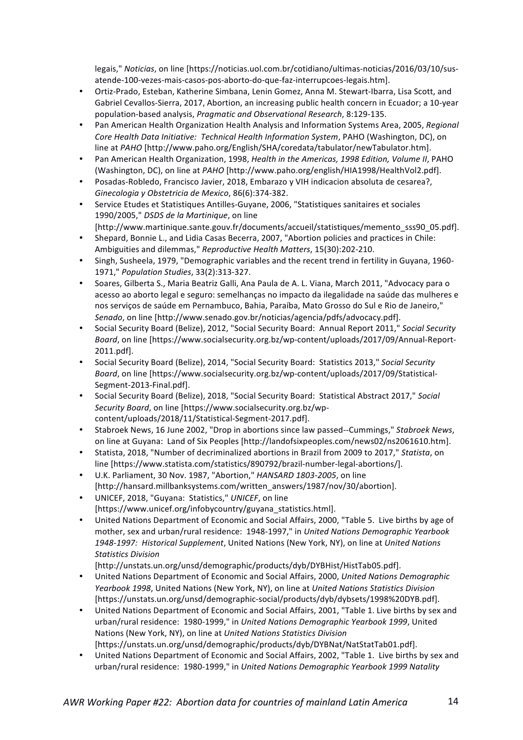legais," *Noticias*, on line [https://noticias.uol.com.br/cotidiano/ultimas-noticias/2016/03/10/sus-atende-100-vezes-mais-casos-pos-aborto-do-que-faz-interrupcoes-legais.htm].

- Ortiz-Prado, Esteban, Katherine Simbana, Lenin Gomez, Anna M. Stewart-Ibarra, Lisa Scott, and Gabriel Cevallos-Sierra, 2017, Abortion, an increasing public health concern in Ecuador; a 10-year population-based analysis, *Pragmatic and Observational Research*, 8:129-135.
- Pan American Health Organization Health Analysis and Information Systems Area, 2005, *Regional Core Health Data Initiative: Technical Health Information System*, PAHO (Washington, DC), on line at *PAHO* [http://www.paho.org/English/SHA/coredata/tabulator/newTabulator.htm].
- Pan American Health Organization, 1998, *Health in the Americas, 1998 Edition, Volume II*, PAHO (Washington, DC), on line at *PAHO* [http://www.paho.org/english/HIA1998/HealthVol2.pdf].
- Posadas-Robledo, Francisco Javier, 2018, Embarazo y VIH indicacion absoluta de cesarea?, *Ginecologia y Obstetricia de Mexico*, 86(6):374-382.
- Service Etudes et Statistiques Antilles-Guyane, 2006, "Statistiques sanitaires et sociales 1990/2005," *DSDS de la Martinique*, on line [http://www.martinique.sante.gouv.fr/documents/accueil/statistiques/memento_sss90_05.pdf].
- Shepard, Bonnie L., and Lidia Casas Becerra, 2007, "Abortion policies and practices in Chile: Ambiguities and dilemmas," *Reproductive Health Matters*, 15(30):202-210.
- Singh, Susheela, 1979, "Demographic variables and the recent trend in fertility in Guyana, 1960-1971," *Population Studies*, 33(2):313-327.
- Soares, Gilberta S., Maria Beatriz Galli, Ana Paula de A. L. Viana, March 2011, "Advocacy para o acesso ao aborto legal e seguro: semelhanças no impacto da ilegalidade na saúde das mulheres e nos serviços de saúde em Pernambuco, Bahia, Paraíba, Mato Grosso do Sul e Rio de Janeiro," *Senado*, on line [http://www.senado.gov.br/noticias/agencia/pdfs/advocacy.pdf].
- Social Security Board (Belize), 2012, "Social Security Board: Annual Report 2011," *Social Security Board*, on line [https://www.socialsecurity.org.bz/wp-content/uploads/2017/09/Annual-Report-2011.pdf].
- Social Security Board (Belize), 2014, "Social Security Board: Statistics 2013," *Social Security Board*, on line [https://www.socialsecurity.org.bz/wp-content/uploads/2017/09/Statistical-Segment-2013-Final.pdf].
- Social Security Board (Belize), 2018, "Social Security Board: Statistical Abstract 2017," *Social Security Board*, on line [https://www.socialsecurity.org.bz/wp-content/uploads/2018/11/Statistical-Segment-2017.pdf].
- Stabroek News, 16 June 2002, "Drop in abortions since law passed--Cummings," *Stabroek News*, on line at Guyana: Land of Six Peoples [http://landofsixpeoples.com/news02/ns2061610.htm].
- Statista, 2018, "Number of decriminalized abortions in Brazil from 2009 to 2017," *Statista*, on line [https://www.statista.com/statistics/890792/brazil-number-legal-abortions/].
- U.K. Parliament, 30 Nov. 1987, "Abortion," *HANSARD 1803-2005*, on line [http://hansard.millbanksystems.com/written_answers/1987/nov/30/abortion].
- UNICEF, 2018, "Guyana: Statistics," *UNICEF*, on line [https://www.unicef.org/infobycountry/guyana_statistics.html].
- United Nations Department of Economic and Social Affairs, 2000, "Table 5. Live births by age of mother, sex and urban/rural residence: 1948-1997," in *United Nations Demographic Yearbook 1948-1997: Historical Supplement*, United Nations (New York, NY), on line at *United Nations Statistics Division* [http://unstats.un.org/unsd/demographic/products/dyb/DYBHist/HistTab05.pdf].
- United Nations Department of Economic and Social Affairs, 2000, *United Nations Demographic Yearbook 1998*, United Nations (New York, NY), on line at *United Nations Statistics Division* [https://unstats.un.org/unsd/demographic-social/products/dyb/dybsets/1998%20DYB.pdf].
- United Nations Department of Economic and Social Affairs, 2001, "Table 1. Live births by sex and urban/rural residence: 1980-1999," in *United Nations Demographic Yearbook 1999*, United Nations (New York, NY), on line at *United Nations Statistics Division* [https://unstats.un.org/unsd/demographic/products/dyb/DYBNat/NatStatTab01.pdf].
- United Nations Department of Economic and Social Affairs, 2002, "Table 1. Live births by sex and urban/rural residence: 1980-1999," in *United Nations Demographic Yearbook 1999 Natality*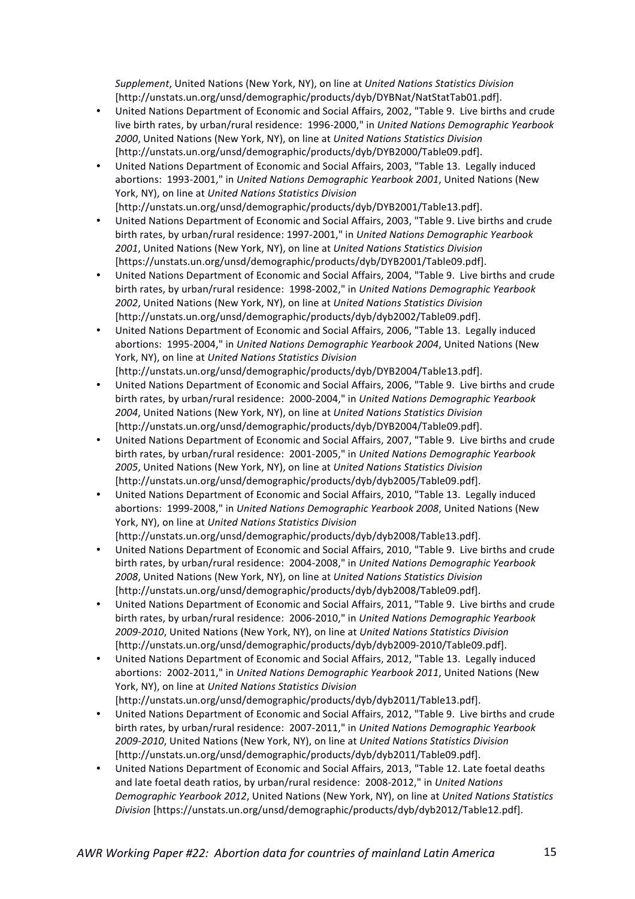*Supplement*, United Nations (New York, NY), on line at *United Nations Statistics Division* [http://unstats.un.org/unsd/demographic/products/dyb/DYBNat/NatStatTab01.pdf].

- United Nations Department of Economic and Social Affairs, 2002, "Table 9. Live births and crude live birth rates, by urban/rural residence: 1996-2000," in *United Nations Demographic Yearbook 2000*, United Nations (New York, NY), on line at *United Nations Statistics Division* [http://unstats.un.org/unsd/demographic/products/dyb/DYB2000/Table09.pdf].
- United Nations Department of Economic and Social Affairs, 2003, "Table 13. Legally induced abortions: 1993-2001," in *United Nations Demographic Yearbook 2001*, United Nations (New York, NY), on line at *United Nations Statistics Division* [http://unstats.un.org/unsd/demographic/products/dyb/DYB2001/Table13.pdf].
- United Nations Department of Economic and Social Affairs, 2003, "Table 9. Live births and crude birth rates, by urban/rural residence: 1997-2001," in *United Nations Demographic Yearbook 2001*, United Nations (New York, NY), on line at *United Nations Statistics Division* [https://unstats.un.org/unsd/demographic/products/dyb/DYB2001/Table09.pdf].
- United Nations Department of Economic and Social Affairs, 2004, "Table 9. Live births and crude birth rates, by urban/rural residence: 1998-2002," in *United Nations Demographic Yearbook 2002*, United Nations (New York, NY), on line at *United Nations Statistics Division* [http://unstats.un.org/unsd/demographic/products/dyb/dyb2002/Table09.pdf].
- United Nations Department of Economic and Social Affairs, 2006, "Table 13. Legally induced abortions: 1995-2004," in *United Nations Demographic Yearbook 2004*, United Nations (New York, NY), on line at *United Nations Statistics Division* [http://unstats.un.org/unsd/demographic/products/dyb/DYB2004/Table13.pdf].
- United Nations Department of Economic and Social Affairs, 2006, "Table 9. Live births and crude birth rates, by urban/rural residence: 2000-2004," in *United Nations Demographic Yearbook 2004*, United Nations (New York, NY), on line at *United Nations Statistics Division* [http://unstats.un.org/unsd/demographic/products/dyb/DYB2004/Table09.pdf].
- United Nations Department of Economic and Social Affairs, 2007, "Table 9. Live births and crude birth rates, by urban/rural residence: 2001-2005," in *United Nations Demographic Yearbook 2005*, United Nations (New York, NY), on line at *United Nations Statistics Division* [http://unstats.un.org/unsd/demographic/products/dyb/dyb2005/Table09.pdf].
- United Nations Department of Economic and Social Affairs, 2010, "Table 13. Legally induced abortions: 1999-2008," in *United Nations Demographic Yearbook 2008*, United Nations (New York, NY), on line at *United Nations Statistics Division* [http://unstats.un.org/unsd/demographic/products/dyb/dyb2008/Table13.pdf].
- United Nations Department of Economic and Social Affairs, 2010, "Table 9. Live births and crude birth rates, by urban/rural residence: 2004-2008," in *United Nations Demographic Yearbook 2008*, United Nations (New York, NY), on line at *United Nations Statistics Division* [http://unstats.un.org/unsd/demographic/products/dyb/dyb2008/Table09.pdf].
- United Nations Department of Economic and Social Affairs, 2011, "Table 9. Live births and crude birth rates, by urban/rural residence: 2006-2010," in *United Nations Demographic Yearbook 2009-2010*, United Nations (New York, NY), on line at *United Nations Statistics Division* [http://unstats.un.org/unsd/demographic/products/dyb/dyb2009-2010/Table09.pdf].
- United Nations Department of Economic and Social Affairs, 2012, "Table 13. Legally induced abortions: 2002-2011," in *United Nations Demographic Yearbook 2011*, United Nations (New York, NY), on line at *United Nations Statistics Division* [http://unstats.un.org/unsd/demographic/products/dyb/dyb2011/Table13.pdf].
- United Nations Department of Economic and Social Affairs, 2012, "Table 9. Live births and crude birth rates, by urban/rural residence: 2007-2011," in *United Nations Demographic Yearbook 2009-2010*, United Nations (New York, NY), on line at *United Nations Statistics Division* [http://unstats.un.org/unsd/demographic/products/dyb/dyb2011/Table09.pdf].
- United Nations Department of Economic and Social Affairs, 2013, "Table 12. Late foetal deaths and late foetal death ratios, by urban/rural residence: 2008-2012," in *United Nations Demographic Yearbook 2012*, United Nations (New York, NY), on line at *United Nations Statistics Division* [https://unstats.un.org/unsd/demographic/products/dyb/dyb2012/Table12.pdf].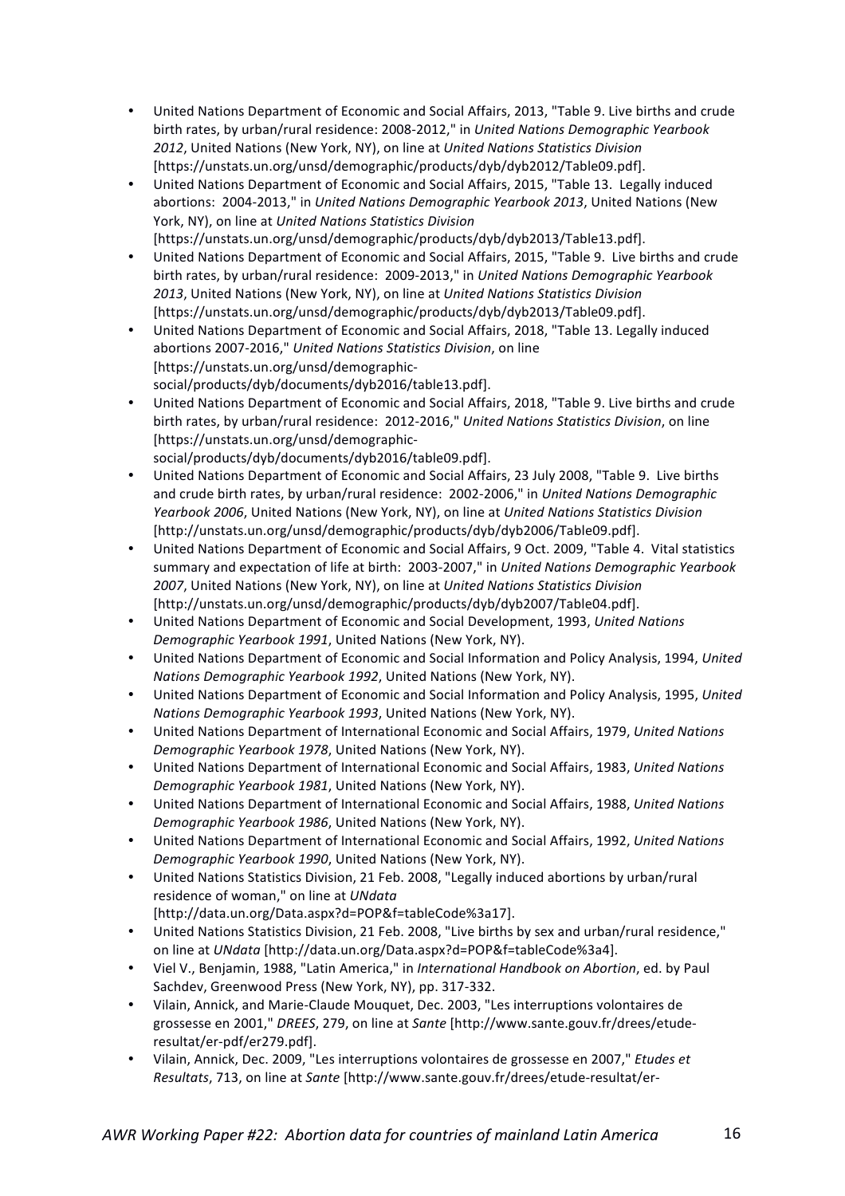- United Nations Department of Economic and Social Affairs, 2013, "Table 9. Live births and crude birth rates, by urban/rural residence: 2008-2012," in *United Nations Demographic Yearbook 2012*, United Nations (New York, NY), on line at *United Nations Statistics Division* [https://unstats.un.org/unsd/demographic/products/dyb/dyb2012/Table09.pdf].
- United Nations Department of Economic and Social Affairs, 2015, "Table 13. Legally induced abortions: 2004-2013," in *United Nations Demographic Yearbook 2013*, United Nations (New York, NY), on line at *United Nations Statistics Division* [https://unstats.un.org/unsd/demographic/products/dyb/dyb2013/Table13.pdf].
- United Nations Department of Economic and Social Affairs, 2015, "Table 9. Live births and crude birth rates, by urban/rural residence: 2009-2013," in *United Nations Demographic Yearbook 2013*, United Nations (New York, NY), on line at *United Nations Statistics Division* [https://unstats.un.org/unsd/demographic/products/dyb/dyb2013/Table09.pdf].
- United Nations Department of Economic and Social Affairs, 2018, "Table 13. Legally induced abortions 2007-2016," *United Nations Statistics Division*, on line [https://unstats.un.org/unsd/demographic-social/products/dyb/documents/dyb2016/table13.pdf].
- United Nations Department of Economic and Social Affairs, 2018, "Table 9. Live births and crude birth rates, by urban/rural residence: 2012-2016," *United Nations Statistics Division*, on line [https://unstats.un.org/unsd/demographic-social/products/dyb/documents/dyb2016/table09.pdf].
- United Nations Department of Economic and Social Affairs, 23 July 2008, "Table 9. Live births and crude birth rates, by urban/rural residence: 2002-2006," in *United Nations Demographic Yearbook 2006*, United Nations (New York, NY), on line at *United Nations Statistics Division* [http://unstats.un.org/unsd/demographic/products/dyb/dyb2006/Table09.pdf].
- United Nations Department of Economic and Social Affairs, 9 Oct. 2009, "Table 4. Vital statistics summary and expectation of life at birth: 2003-2007," in *United Nations Demographic Yearbook 2007*, United Nations (New York, NY), on line at *United Nations Statistics Division* [http://unstats.un.org/unsd/demographic/products/dyb/dyb2007/Table04.pdf].
- United Nations Department of Economic and Social Development, 1993, *United Nations Demographic Yearbook 1991*, United Nations (New York, NY).
- United Nations Department of Economic and Social Information and Policy Analysis, 1994, *United Nations Demographic Yearbook 1992*, United Nations (New York, NY).
- United Nations Department of Economic and Social Information and Policy Analysis, 1995, *United Nations Demographic Yearbook 1993*, United Nations (New York, NY).
- United Nations Department of International Economic and Social Affairs, 1979, *United Nations Demographic Yearbook 1978*, United Nations (New York, NY).
- United Nations Department of International Economic and Social Affairs, 1983, *United Nations Demographic Yearbook 1981*, United Nations (New York, NY).
- United Nations Department of International Economic and Social Affairs, 1988, *United Nations Demographic Yearbook 1986*, United Nations (New York, NY).
- United Nations Department of International Economic and Social Affairs, 1992, *United Nations Demographic Yearbook 1990*, United Nations (New York, NY).
- United Nations Statistics Division, 21 Feb. 2008, "Legally induced abortions by urban/rural residence of woman," on line at *UNdata* [http://data.un.org/Data.aspx?d=POP&f=tableCode%3a17].
- United Nations Statistics Division, 21 Feb. 2008, "Live births by sex and urban/rural residence," on line at *UNdata* [http://data.un.org/Data.aspx?d=POP&f=tableCode%3a4].
- Viel V., Benjamin, 1988, "Latin America," in *International Handbook on Abortion*, ed. by Paul Sachdev, Greenwood Press (New York, NY), pp. 317-332.
- Vilain, Annick, and Marie-Claude Mouquet, Dec. 2003, "Les interruptions volontaires de grossesse en 2001," *DREES*, 279, on line at *Sante* [http://www.sante.gouv.fr/drees/etude-resultat/er-pdf/er279.pdf].
- Vilain, Annick, Dec. 2009, "Les interruptions volontaires de grossesse en 2007," *Etudes et Resultats*, 713, on line at *Sante* [http://www.sante.gouv.fr/drees/etude-resultat/er-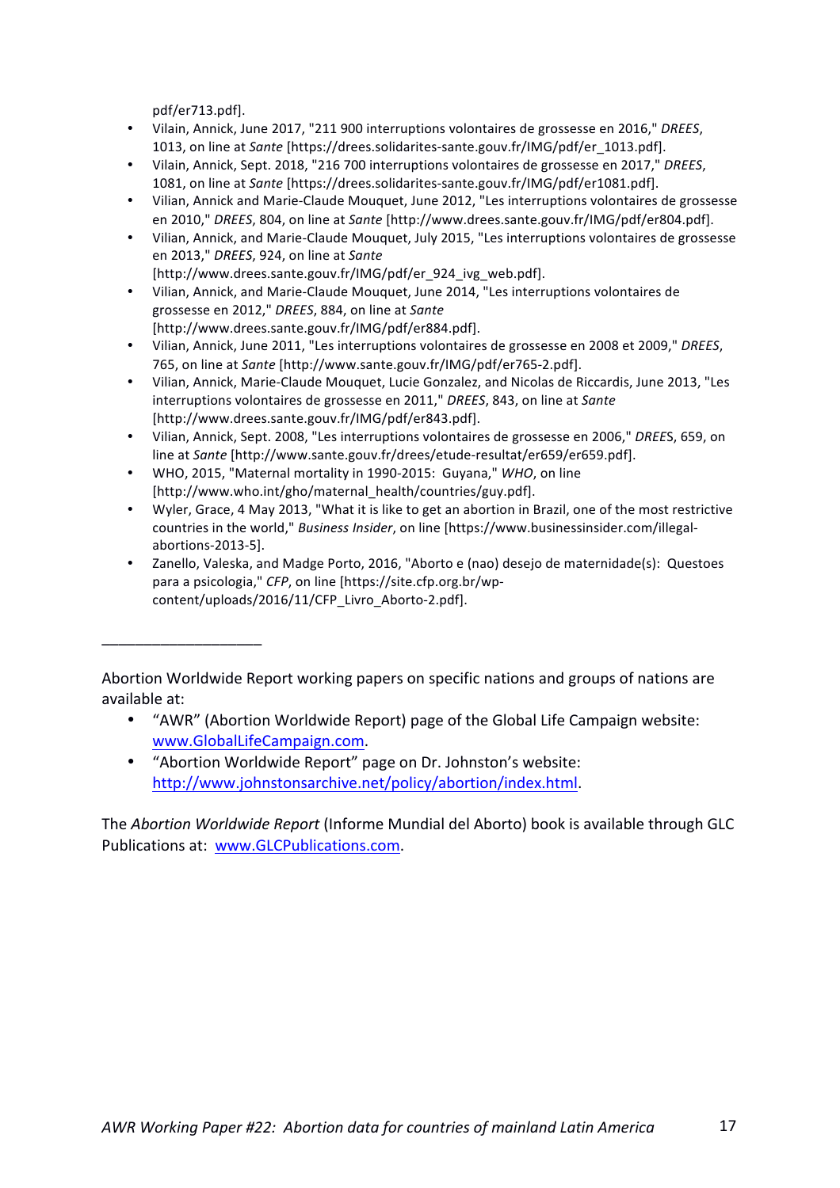pdf/er713.pdf].

- Vilain, Annick, June 2017, "211 900 interruptions volontaires de grossesse en 2016," *DREES*, 1013, on line at *Sante* [https://drees.solidarites-sante.gouv.fr/IMG/pdf/er_1013.pdf].
- Vilain, Annick, Sept. 2018, "216 700 interruptions volontaires de grossesse en 2017," *DREES*, 1081, on line at *Sante* [https://drees.solidarites-sante.gouv.fr/IMG/pdf/er1081.pdf].
- Vilian, Annick and Marie-Claude Mouquet, June 2012, "Les interruptions volontaires de grossesse en 2010," *DREES*, 804, on line at *Sante* [http://www.drees.sante.gouv.fr/IMG/pdf/er804.pdf].
- Vilian, Annick, and Marie-Claude Mouquet, July 2015, "Les interruptions volontaires de grossesse en 2013," *DREES*, 924, on line at *Sante* [http://www.drees.sante.gouv.fr/IMG/pdf/er_924_ivg_web.pdf].
- Vilian, Annick, and Marie-Claude Mouquet, June 2014, "Les interruptions volontaires de grossesse en 2012," *DREES*, 884, on line at *Sante* [http://www.drees.sante.gouv.fr/IMG/pdf/er884.pdf].
- Vilian, Annick, June 2011, "Les interruptions volontaires de grossesse en 2008 et 2009," *DREES*, 765, on line at *Sante* [http://www.sante.gouv.fr/IMG/pdf/er765-2.pdf].
- Vilian, Annick, Marie-Claude Mouquet, Lucie Gonzalez, and Nicolas de Riccardis, June 2013, "Les interruptions volontaires de grossesse en 2011," *DREES*, 843, on line at *Sante* [http://www.drees.sante.gouv.fr/IMG/pdf/er843.pdf].
- Vilian, Annick, Sept. 2008, "Les interruptions volontaires de grossesse en 2006," *DREES*, 659, on line at *Sante* [http://www.sante.gouv.fr/drees/etude-resultat/er659/er659.pdf].
- WHO, 2015, "Maternal mortality in 1990-2015: Guyana," *WHO*, on line [http://www.who.int/gho/maternal_health/countries/guy.pdf].
- Wyler, Grace, 4 May 2013, "What it is like to get an abortion in Brazil, one of the most restrictive countries in the world," *Business Insider*, on line [https://www.businessinsider.com/illegal-abortions-2013-5].
- Zanello, Valeska, and Madge Porto, 2016, "Aborto e (nao) desejo de maternidade(s): Questoes para a psicologia," *CFP*, on line [https://site.cfp.org.br/wp-content/uploads/2016/11/CFP_Livro_Aborto-2.pdf].

---

Abortion Worldwide Report working papers on specific nations and groups of nations are available at:

- "AWR" (Abortion Worldwide Report) page of the Global Life Campaign website: www.GlobalLifeCampaign.com.
- "Abortion Worldwide Report" page on Dr. Johnston's website: http://www.johnstonsarchive.net/policy/abortion/index.html.

The *Abortion Worldwide Report* (Informe Mundial del Aborto) book is available through GLC Publications at: www.GLCPublications.com.